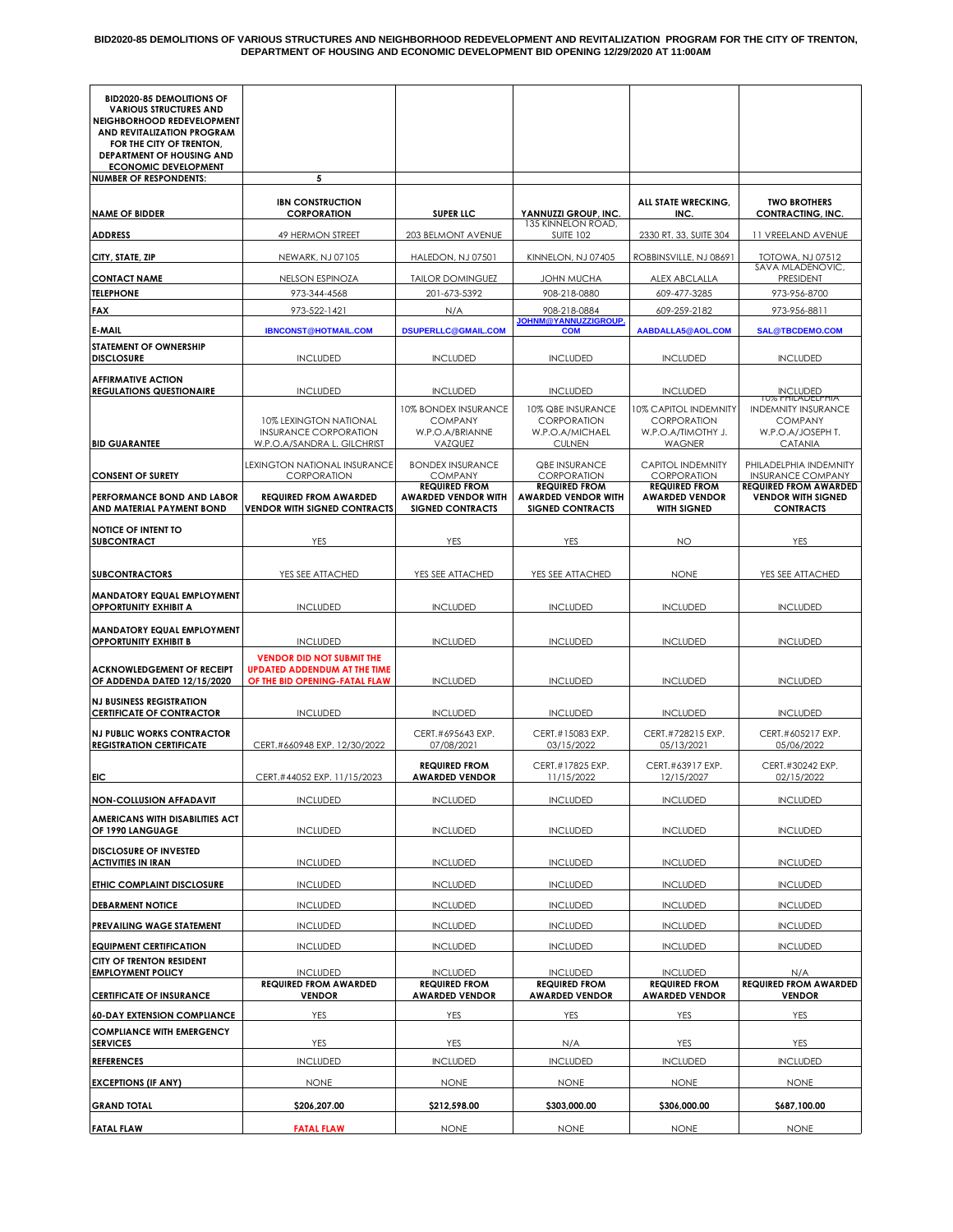**BID2020-85 DEMOLITIONS OF VARIOUS STRUCTURES AND NEIGHBORHOOD REDEVELOPMENT AND REVITALIZATION PROGRAM FOR THE CITY OF TRENTON, DEPARTMENT OF HOUSING AND ECONOMIC DEVELOPMENT BID OPENING 12/29/2020 AT 11:00AM**

| BID2020-85 DEMOLITIONS OF VARIOUS STRUCTURES AND NEIGHBORHOOD REDEVELOPMENT AND REVITALIZATION PROGRAM FOR THE CITY OF TRENTON, DEPARTMENT OF HOUSING AND ECONOMIC DEVELOPMENT | | | | | |
|---|---|---|---|---|---|
| **NUMBER OF RESPONDENTS:** | **5** | | | | |
| **NAME OF BIDDER** | **IBN CONSTRUCTION CORPORATION** | **SUPER LLC** | **YANNUZZI GROUP, INC.** | **ALL STATE WRECKING, INC.** | **TWO BROTHERS CONTRACTING, INC.** |
| **ADDRESS** | 49 HERMON STREET | 203 BELMONT AVENUE | 135 KINNELON ROAD, SUITE 102 | 2330 RT. 33, SUITE 304 | 11 VREELAND AVENUE |
| **CITY, STATE, ZIP** | NEWARK, NJ 07105 | HALEDON, NJ 07501 | KINNELON, NJ 07405 | ROBBINSVILLE, NJ 08691 | TOTOWA, NJ 07512 |
| **CONTACT NAME** | NELSON ESPINOZA | TAILOR DOMINGUEZ | JOHN MUCHA | ALEX ABCLALLA | SAVA MLADENOVIC, PRESIDENT |
| **TELEPHONE** | 973-344-4568 | 201-673-5392 | 908-218-0880 | 609-477-3285 | 973-956-8700 |
| **FAX** | 973-522-1421 | N/A | 908-218-0884 | 609-259-2182 | 973-956-8811 |
| **E-MAIL** | IBNCONST@HOTMAIL.COM | DSUPERLLC@GMAIL.COM | JOHNM@YANNUZZIGROUP.COM | AABDALLA5@AOL.COM | SAL@TBCDEMO.COM |
| **STATEMENT OF OWNERSHIP DISCLOSURE** | INCLUDED | INCLUDED | INCLUDED | INCLUDED | INCLUDED |
| **AFFIRMATIVE ACTION REGULATIONS QUESTIONAIRE** | INCLUDED | INCLUDED | INCLUDED | INCLUDED | INCLUDED |
| **BID GUARANTEE** | 10% LEXINGTON NATIONAL INSURANCE CORPORATION W.P.O.A/SANDRA L. GILCHRIST | 10% BONDEX INSURANCE COMPANY W.P.O.A/BRIANNE VAZQUEZ | 10% QBE INSURANCE CORPORATION W.P.O.A/MICHAEL CULNEN | 10% CAPITOL INDEMNITY CORPORATION W.P.O.A/TIMOTHY J. WAGNER | 10% PHILADELPHIA INDEMNITY INSURANCE COMPANY W.P.O.A/JOSEPH T. CATANIA |
| **CONSENT OF SURETY** | LEXINGTON NATIONAL INSURANCE CORPORATION | BONDEX INSURANCE COMPANY | QBE INSURANCE CORPORATION | CAPITOL INDEMNITY CORPORATION | PHILADELPHIA INDEMNITY INSURANCE COMPANY |
| **PERFORMANCE BOND AND LABOR AND MATERIAL PAYMENT BOND** | **REQUIRED FROM AWARDED VENDOR WITH SIGNED CONTRACTS** | **REQUIRED FROM AWARDED VENDOR WITH SIGNED CONTRACTS** | **REQUIRED FROM AWARDED VENDOR WITH SIGNED CONTRACTS** | **REQUIRED FROM AWARDED VENDOR WITH SIGNED** | **REQUIRED FROM AWARDED VENDOR WITH SIGNED CONTRACTS** |
| **NOTICE OF INTENT TO SUBCONTRACT** | YES | YES | YES | NO | YES |
| **SUBCONTRACTORS** | YES SEE ATTACHED | YES SEE ATTACHED | YES SEE ATTACHED | NONE | YES SEE ATTACHED |
| **MANDATORY EQUAL EMPLOYMENT OPPORTUNITY EXHIBIT A** | INCLUDED | INCLUDED | INCLUDED | INCLUDED | INCLUDED |
| **MANDATORY EQUAL EMPLOYMENT OPPORTUNITY EXHIBIT B** | INCLUDED | INCLUDED | INCLUDED | INCLUDED | INCLUDED |
| **ACKNOWLEDGEMENT OF RECEIPT OF ADDENDA DATED 12/15/2020** | **VENDOR DID NOT SUBMIT THE UPDATED ADDENDUM AT THE TIME OF THE BID OPENING-FATAL FLAW** | INCLUDED | INCLUDED | INCLUDED | INCLUDED |
| **NJ BUSINESS REGISTRATION CERTIFICATE OF CONTRACTOR** | INCLUDED | INCLUDED | INCLUDED | INCLUDED | INCLUDED |
| **NJ PUBLIC WORKS CONTRACTOR REGISTRATION CERTIFICATE** | CERT.#660948 EXP. 12/30/2022 | CERT.#695643 EXP. 07/08/2021 | CERT.#15083 EXP. 03/15/2022 | CERT.#728215 EXP. 05/13/2021 | CERT.#605217 EXP. 05/06/2022 |
| **EIC** | CERT.#44052 EXP. 11/15/2023 | **REQUIRED FROM AWARDED VENDOR** | CERT.#17825 EXP. 11/15/2022 | CERT.#63917 EXP. 12/15/2027 | CERT.#30242 EXP. 02/15/2022 |
| **NON-COLLUSION AFFADAVIT** | INCLUDED | INCLUDED | INCLUDED | INCLUDED | INCLUDED |
| **AMERICANS WITH DISABILITIES ACT OF 1990 LANGUAGE** | INCLUDED | INCLUDED | INCLUDED | INCLUDED | INCLUDED |
| **DISCLOSURE OF INVESTED ACTIVITIES IN IRAN** | INCLUDED | INCLUDED | INCLUDED | INCLUDED | INCLUDED |
| **ETHIC COMPLAINT DISCLOSURE** | INCLUDED | INCLUDED | INCLUDED | INCLUDED | INCLUDED |
| **DEBARMENT NOTICE** | INCLUDED | INCLUDED | INCLUDED | INCLUDED | INCLUDED |
| **PREVAILING WAGE STATEMENT** | INCLUDED | INCLUDED | INCLUDED | INCLUDED | INCLUDED |
| **EQUIPMENT CERTIFICATION** | INCLUDED | INCLUDED | INCLUDED | INCLUDED | INCLUDED |
| **CITY OF TRENTON RESIDENT EMPLOYMENT POLICY** | INCLUDED | INCLUDED | INCLUDED | INCLUDED | N/A |
| **CERTIFICATE OF INSURANCE** | **REQUIRED FROM AWARDED VENDOR** | **REQUIRED FROM AWARDED VENDOR** | **REQUIRED FROM AWARDED VENDOR** | **REQUIRED FROM AWARDED VENDOR** | **REQUIRED FROM AWARDED VENDOR** |
| **60-DAY EXTENSION COMPLIANCE** | YES | YES | YES | YES | YES |
| **COMPLIANCE WITH EMERGENCY SERVICES** | YES | YES | N/A | YES | YES |
| **REFERENCES** | INCLUDED | INCLUDED | INCLUDED | INCLUDED | INCLUDED |
| **EXCEPTIONS (IF ANY)** | NONE | NONE | NONE | NONE | NONE |
| **GRAND TOTAL** | **$206,207.00** | **$212,598.00** | **$303,000.00** | **$306,000.00** | **$687,100.00** |
| **FATAL FLAW** | **FATAL FLAW** | NONE | NONE | NONE | NONE |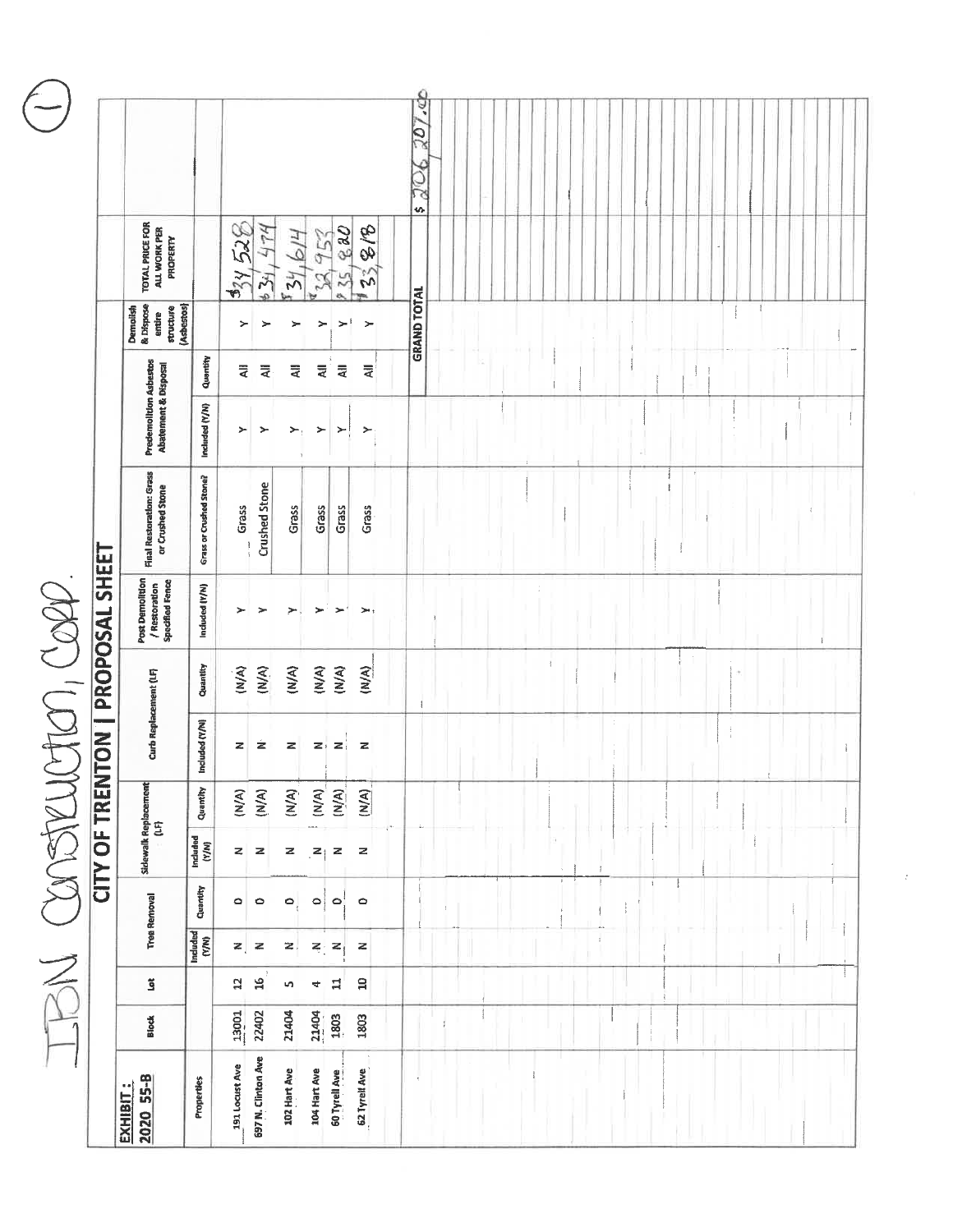IBN Construction, Corp.

①

# CITY OF TRENTON | PROPOSAL SHEET

| EXHIBIT : 2020 55-B | | | Tree Removal | | Sidewalk Replacement (LF) | | Curb Replacement (LF) | | Post Demolition / Restoration Specified Fence | Final Restoration: Grass or Crushed Stone | Predemolition Asbestos Abatement & Disposal | | Demolish & Dispose entire structure (Asbestos) | TOTAL PRICE FOR ALL WORK PER PROPERTY | |
|---|---|---|---|---|---|---|---|---|---|---|---|---|---|---|---|
| Properties | Block | Lot | Included (Y/N) | Quantity | Included (Y/N) | Quantity | Included (Y/N) | Quantity | Included (Y/N) | Grass or Crushed Stone? | Included (Y/N) | Quantity | | | |
| 191 Locust Ave | 13001 | 12 | N | 0 | N | (N/A) | N | (N/A) | Y | Grass | Y | All | Y | $34,528 | |
| 697 N. Clinton Ave | 22402 | 16 | N | 0 | N | (N/A) | N | (N/A) | Y | Crushed Stone | Y | All | Y | $34,474 | |
| 102 Hart Ave | 21404 | 5 | N | 0 | N | (N/A) | N | (N/A) | Y | Grass | Y | All | Y | $34,614 | |
| 104 Hart Ave | 21404 | 4 | N | 0 | N | (N/A) | N | (N/A) | Y | Grass | Y | All | Y | $32,953 | |
| 60 Tyrell Ave | 1803 | 11 | N | 0 | N | (N/A) | N | (N/A) | Y | Grass | Y | All | Y | $35,820 | |
| 62 Tyrell Ave | 1803 | 10 | N | 0 | N | (N/A) | N | (N/A) | Y | Grass | Y | All | Y | $33,818 | |
| | | | | | | | | | | | | | GRAND TOTAL | | $ 206,207.00 |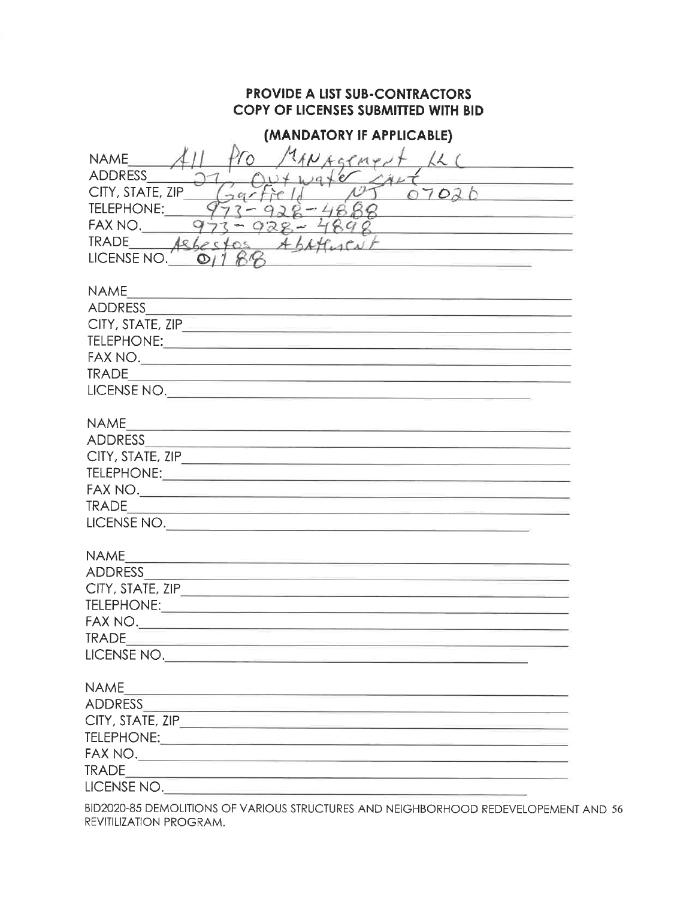**PROVIDE A LIST SUB-CONTRACTORS**
**COPY OF LICENSES SUBMITTED WITH BID**

**(MANDATORY IF APPLICABLE)**

NAME All Pro Management LLC
ADDRESS 27 Outwater Lane
CITY, STATE, ZIP Garfield NJ 07026
TELEPHONE: 973-928-4888
FAX NO. 973-928-4898
TRADE Asbestos Abatement
LICENSE NO. 01188

NAME
ADDRESS
CITY, STATE, ZIP
TELEPHONE:
FAX NO.
TRADE
LICENSE NO.

NAME
ADDRESS
CITY, STATE, ZIP
TELEPHONE:
FAX NO.
TRADE
LICENSE NO.

NAME
ADDRESS
CITY, STATE, ZIP
TELEPHONE:
FAX NO.
TRADE
LICENSE NO.

NAME
ADDRESS
CITY, STATE, ZIP
TELEPHONE:
FAX NO.
TRADE
LICENSE NO.

BID2020-85 DEMOLITIONS OF VARIOUS STRUCTURES AND NEIGHBORHOOD REDEVELOPEMENT AND REVITILIZATION PROGRAM.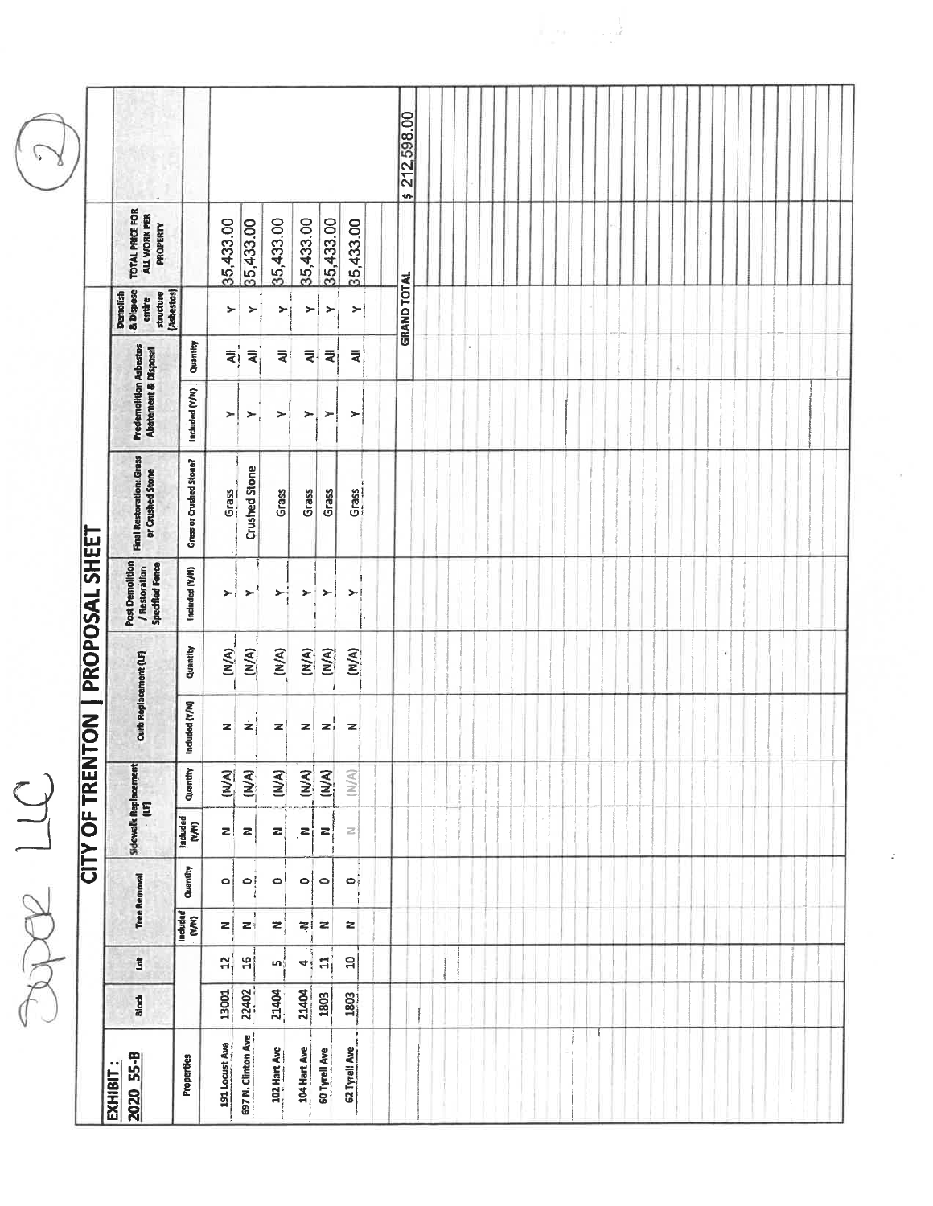# CITY OF TRENTON | PROPOSAL SHEET

Jobee LLC

**EXHIBIT: 2020 55-B**

| Properties | Block | Lot | Tree Removal | | Sidewalk Replacement (LF) | | Curb Replacement (LF) | | Post Demolition / Restoration Specified Fence | Final Restoration: Grass or Crushed Stone | Predemolition Asbestos Abatement & Disposal | | Demolish & Dispose entire structure (Asbestos) | TOTAL PRICE FOR ALL WORK PER PROPERTY |
|---|---|---|---|---|---|---|---|---|---|---|---|---|---|---|
| | | | Included (Y/N) | Quantity | Included (Y/N) | Quantity | Included (Y/N) | Quantity | Included (Y/N) | Grass or Crushed Stone? | Included (Y/N) | Quantity | | |
| 191 Locust Ave | 13001 | 12 | N | 0 | N | (N/A) | N | (N/A) | Y | Grass | Y | All | Y | 35,433.00 |
| 697 N. Clinton Ave | 22402 | 16 | N | 0 | N | (N/A) | N | (N/A) | Y | Crushed Stone | Y | All | Y | 35,433.00 |
| 102 Hart Ave | 21404 | 5 | N | 0 | N | (N/A) | N | (N/A) | Y | Grass | Y | All | Y | 35,433.00 |
| 104 Hart Ave | 21404 | 4 | N | 0 | N | (N/A) | N | (N/A) | Y | Grass | Y | All | Y | 35,433.00 |
| 60 Tyrell Ave | 1803 | 11 | N | 0 | N | (N/A) | N | (N/A) | Y | Grass | Y | All | Y | 35,433.00 |
| 62 Tyrell Ave | 1803 | 10 | N | 0 | N | (N/A) | N | (N/A) | Y | Grass | Y | All | Y | 35,433.00 |
| | | | | | | | | | | | | | GRAND TOTAL | $ 212,598.00 |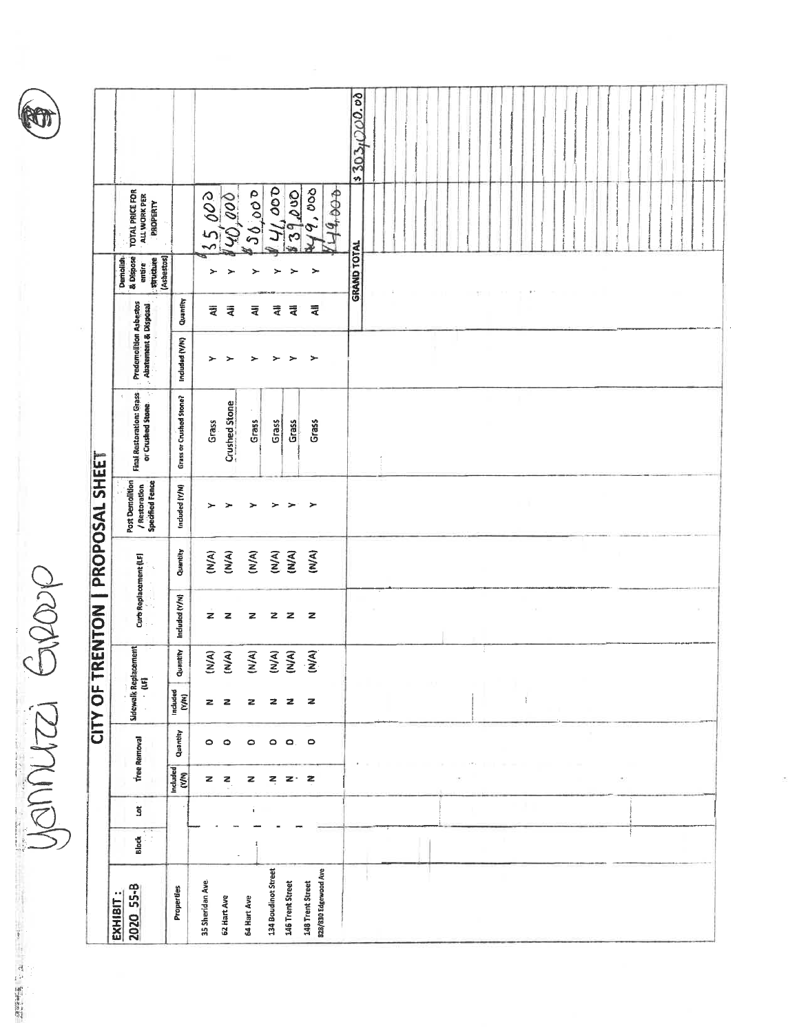Yannuzzi Group

# CITY OF TRENTON | PROPOSAL SHEET

**EXHIBIT: 2020_55-B**

| Properties | Block | Lot | Tree Removal | | Sidewalk Replacement (LF) | | Curb Replacement (LF) | | Post Demolition / Restoration Specified Fence | Final Restoration: Grass or Crushed Stone | Predemolition Asbestos Abatement & Disposal | | Demolish & Dispose entire structure (Asbestos) | TOTAL PRICE FOR ALL WORK PER PROPERTY |
|---|---|---|---|---|---|---|---|---|---|---|---|---|---|---|
| | | | Included (Y/N) | Quantity | Included (Y/N) | Quantity | Included (Y/N) | Quantity | Included (Y/N) | Grass or Crushed Stone? | Included (Y/N) | Quantity | | |
| 35 Sheridan Ave. | | | N | 0 | N | (N/A) | N | (N/A) | Y | Grass | Y | All | Y | $35,000 |
| 62 Hart Ave | | | N | 0 | N | (N/A) | N | (N/A) | Y | Crushed Stone | Y | All | Y | $40,000 |
| 64 Hart Ave | | | N | 0 | N | (N/A) | N | (N/A) | Y | Grass | Y | All | Y | $56,000 |
| 134 Boudinot Street | | | N | 0 | N | (N/A) | N | (N/A) | Y | Grass | Y | All | Y | $41,000 |
| 146 Trent Street | | | N | 0 | N | (N/A) | N | (N/A) | Y | Grass | Y | All | Y | $39,000 |
| 148 Trent Street / 828/830 Edgewood Ave | | | N | 0 | N | (N/A) | N | (N/A) | Y | Grass | Y | All | Y | $49,000 / $49,000 |
| | | | | | | | | | | | | | GRAND TOTAL | $303,000.00 |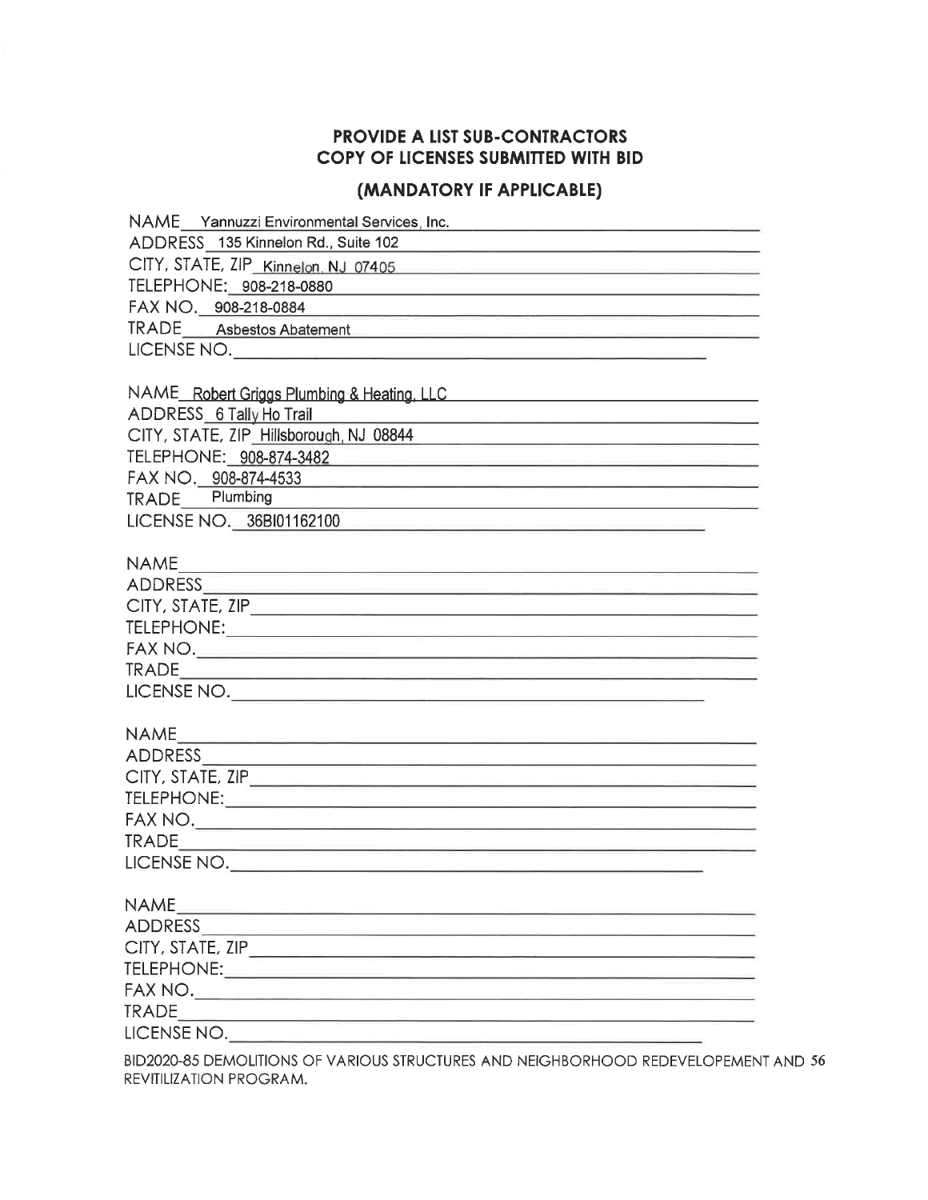## PROVIDE A LIST SUB-CONTRACTORS
## COPY OF LICENSES SUBMITTED WITH BID

### (MANDATORY IF APPLICABLE)

NAME Yannuzzi Environmental Services, Inc.
ADDRESS 135 Kinnelon Rd., Suite 102
CITY, STATE, ZIP Kinnelon, NJ 07405
TELEPHONE: 908-218-0880
FAX NO. 908-218-0884
TRADE Asbestos Abatement
LICENSE NO.

NAME Robert Griggs Plumbing & Heating, LLC
ADDRESS 6 Tally Ho Trail
CITY, STATE, ZIP Hillsborough, NJ 08844
TELEPHONE: 908-874-3482
FAX NO. 908-874-4533
TRADE Plumbing
LICENSE NO. 36BI01162100

NAME
ADDRESS
CITY, STATE, ZIP
TELEPHONE:
FAX NO.
TRADE
LICENSE NO.

NAME
ADDRESS
CITY, STATE, ZIP
TELEPHONE:
FAX NO.
TRADE
LICENSE NO.

NAME
ADDRESS
CITY, STATE, ZIP
TELEPHONE:
FAX NO.
TRADE
LICENSE NO.

BID2020-85 DEMOLITIONS OF VARIOUS STRUCTURES AND NEIGHBORHOOD REDEVELOPEMENT AND REVITILIZATION PROGRAM.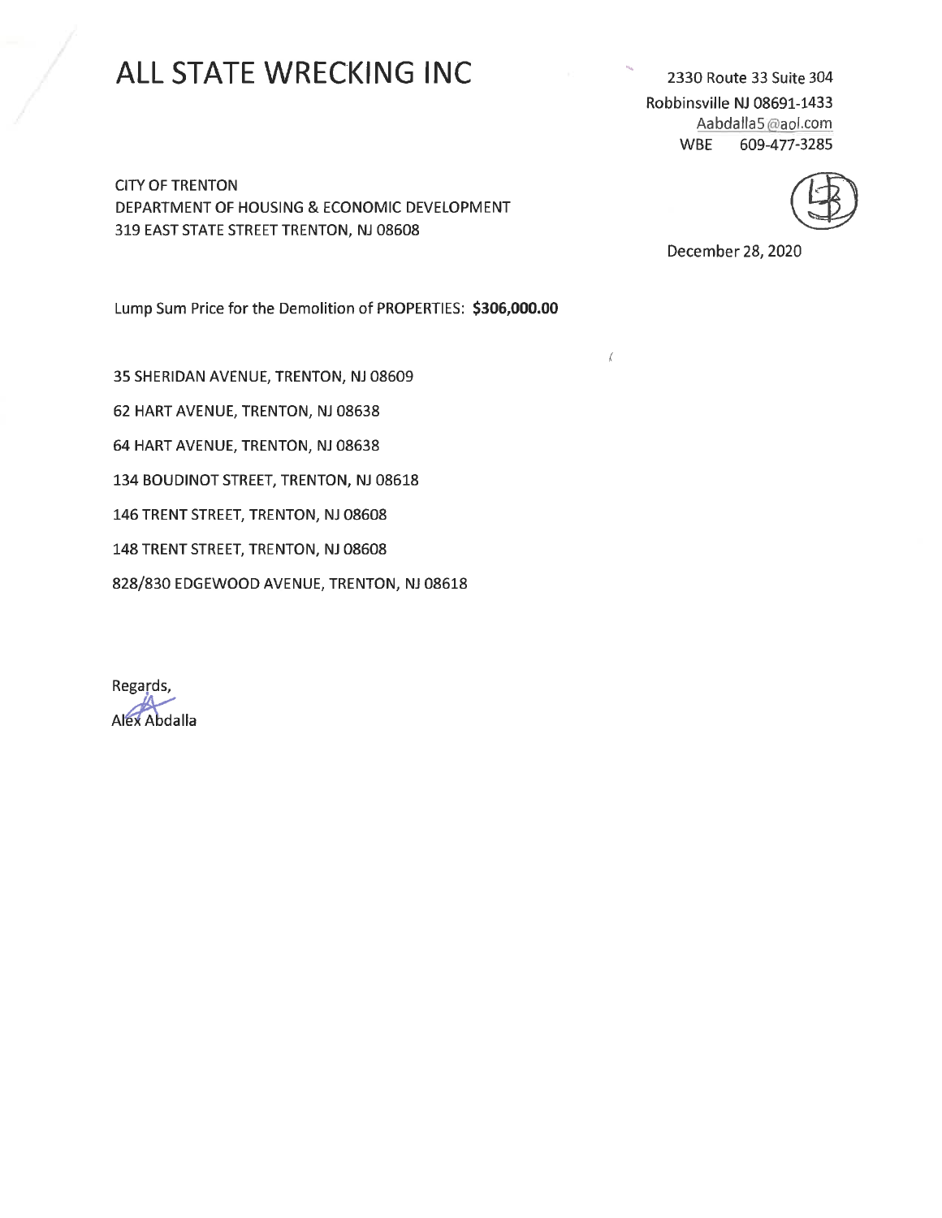# ALL STATE WRECKING INC

2330 Route 33 Suite 304
Robbinsville NJ 08691-1433
Aabdalla5@aol.com
WBE 609-477-3285

CITY OF TRENTON
DEPARTMENT OF HOUSING & ECONOMIC DEVELOPMENT
319 EAST STATE STREET TRENTON, NJ 08608

December 28, 2020

Lump Sum Price for the Demolition of PROPERTIES: **$306,000.00**

35 SHERIDAN AVENUE, TRENTON, NJ 08609

62 HART AVENUE, TRENTON, NJ 08638

64 HART AVENUE, TRENTON, NJ 08638

134 BOUDINOT STREET, TRENTON, NJ 08618

146 TRENT STREET, TRENTON, NJ 08608

148 TRENT STREET, TRENTON, NJ 08608

828/830 EDGEWOOD AVENUE, TRENTON, NJ 08618

Regards,

Alex Abdalla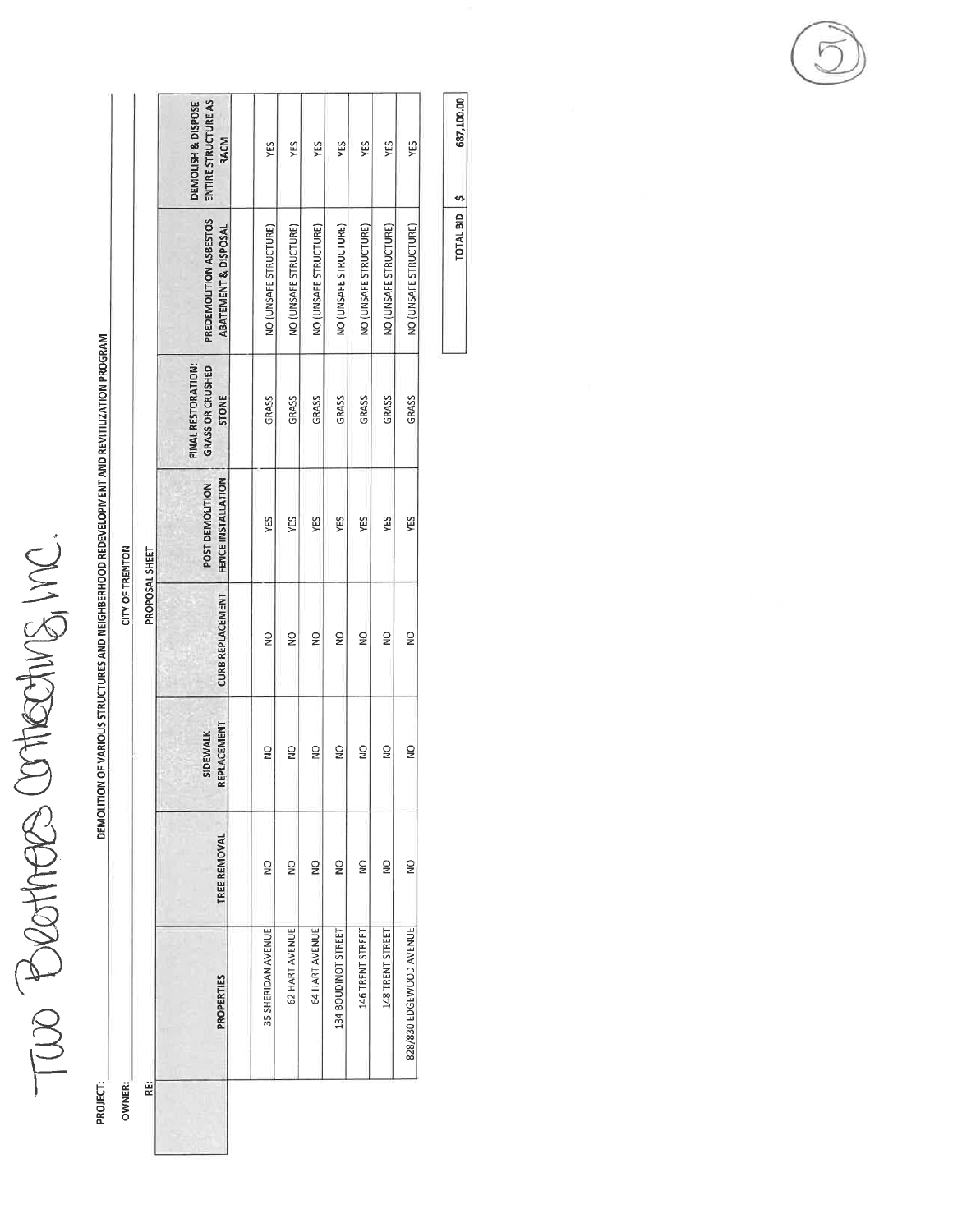# Two Brothers Contracting, Inc.

PROJECT: DEMOLITION OF VARIOUS STRUCTURES AND NEIGHBORHOOD REDEVELOPMENT AND REVITILIZATION PROGRAM

OWNER: CITY OF TRENTON

RE: PROPOSAL SHEET

| PROPERTIES | TREE REMOVAL | SIDEWALK REPLACEMENT | CURB REPLACEMENT | POST DEMOLITION FENCE INSTALLATION | FINAL RESTORATION: GRASS OR CRUSHED STONE | PREDEMOLITION ASBESTOS ABATEMENT & DISPOSAL | DEMOLISH & DISPOSE ENTIRE STRUCTURE AS RACM |
|---|---|---|---|---|---|---|---|
| 35 SHERIDAN AVENUE | NO | NO | NO | YES | GRASS | NO (UNSAFE STRUCTURE) | YES |
| 62 HART AVENUE | NO | NO | NO | YES | GRASS | NO (UNSAFE STRUCTURE) | YES |
| 64 HART AVENUE | NO | NO | NO | YES | GRASS | NO (UNSAFE STRUCTURE) | YES |
| 134 BOUDINOT STREET | NO | NO | NO | YES | GRASS | NO (UNSAFE STRUCTURE) | YES |
| 146 TRENT STREET | NO | NO | NO | YES | GRASS | NO (UNSAFE STRUCTURE) | YES |
| 148 TRENT STREET | NO | NO | NO | YES | GRASS | NO (UNSAFE STRUCTURE) | YES |
| 828/830 EDGEWOOD AVENUE | NO | NO | NO | YES | GRASS | NO (UNSAFE STRUCTURE) | YES |

TOTAL BID $ 687,100.00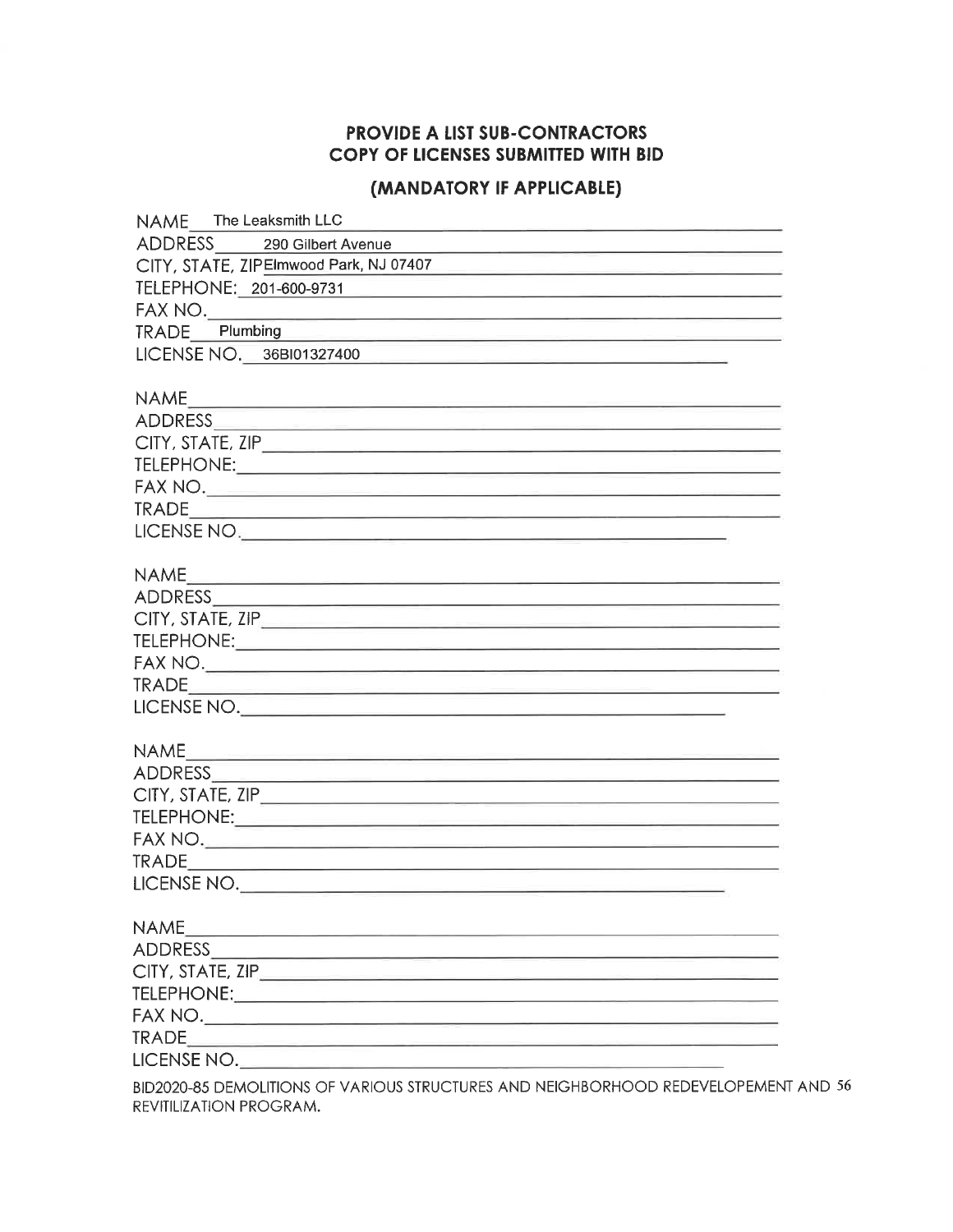## PROVIDE A LIST SUB-CONTRACTORS
## COPY OF LICENSES SUBMITTED WITH BID

### (MANDATORY IF APPLICABLE)

NAME The Leaksmith LLC
ADDRESS 290 Gilbert Avenue
CITY, STATE, ZIP Elmwood Park, NJ 07407
TELEPHONE: 201-600-9731
FAX NO.
TRADE Plumbing
LICENSE NO. 36BI01327400

NAME
ADDRESS
CITY, STATE, ZIP
TELEPHONE:
FAX NO.
TRADE
LICENSE NO.

NAME
ADDRESS
CITY, STATE, ZIP
TELEPHONE:
FAX NO.
TRADE
LICENSE NO.

NAME
ADDRESS
CITY, STATE, ZIP
TELEPHONE:
FAX NO.
TRADE
LICENSE NO.

NAME
ADDRESS
CITY, STATE, ZIP
TELEPHONE:
FAX NO.
TRADE
LICENSE NO.

BID2020-85 DEMOLITIONS OF VARIOUS STRUCTURES AND NEIGHBORHOOD REDEVELOPEMENT AND REVITILIZATION PROGRAM.